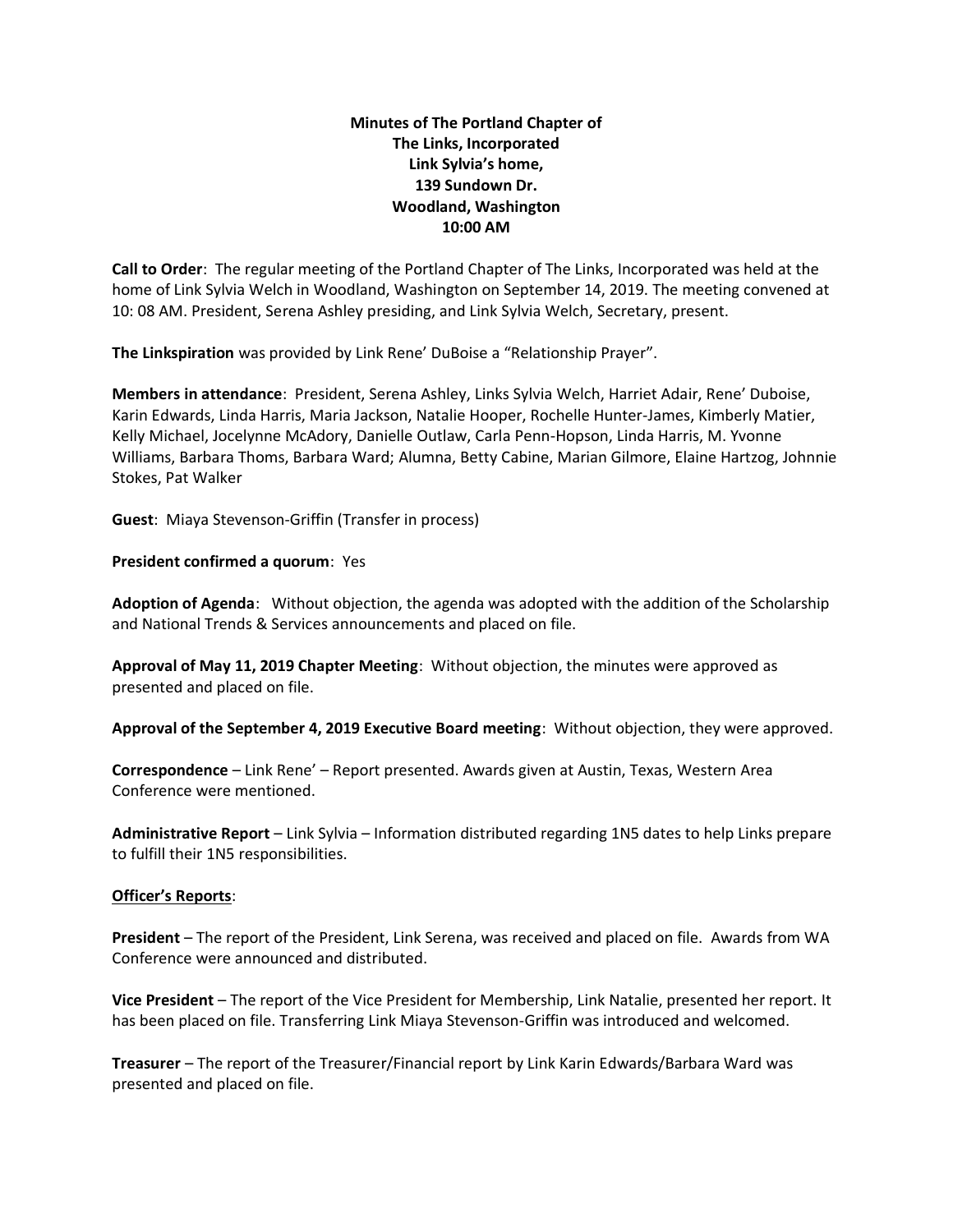**Minutes of The Portland Chapter of**
**The Links, Incorporated**
**Link Sylvia's home,**
**139 Sundown Dr.**
**Woodland, Washington**
**10:00 AM**

**Call to Order**: The regular meeting of the Portland Chapter of The Links, Incorporated was held at the home of Link Sylvia Welch in Woodland, Washington on September 14, 2019. The meeting convened at 10: 08 AM. President, Serena Ashley presiding, and Link Sylvia Welch, Secretary, present.

**The Linkspiration** was provided by Link Rene' DuBoise a "Relationship Prayer".

**Members in attendance**: President, Serena Ashley, Links Sylvia Welch, Harriet Adair, Rene' Duboise, Karin Edwards, Linda Harris, Maria Jackson, Natalie Hooper, Rochelle Hunter-James, Kimberly Matier, Kelly Michael, Jocelynne McAdory, Danielle Outlaw, Carla Penn-Hopson, Linda Harris, M. Yvonne Williams, Barbara Thoms, Barbara Ward; Alumna, Betty Cabine, Marian Gilmore, Elaine Hartzog, Johnnie Stokes, Pat Walker

**Guest**: Miaya Stevenson-Griffin (Transfer in process)

**President confirmed a quorum**: Yes

**Adoption of Agenda**: Without objection, the agenda was adopted with the addition of the Scholarship and National Trends & Services announcements and placed on file.

**Approval of May 11, 2019 Chapter Meeting**: Without objection, the minutes were approved as presented and placed on file.

**Approval of the September 4, 2019 Executive Board meeting**: Without objection, they were approved.

**Correspondence** – Link Rene' – Report presented. Awards given at Austin, Texas, Western Area Conference were mentioned.

**Administrative Report** – Link Sylvia – Information distributed regarding 1N5 dates to help Links prepare to fulfill their 1N5 responsibilities.

**<u>Officer's Reports</u>**:

**President** – The report of the President, Link Serena, was received and placed on file. Awards from WA Conference were announced and distributed.

**Vice President** – The report of the Vice President for Membership, Link Natalie, presented her report. It has been placed on file. Transferring Link Miaya Stevenson-Griffin was introduced and welcomed.

**Treasurer** – The report of the Treasurer/Financial report by Link Karin Edwards/Barbara Ward was presented and placed on file.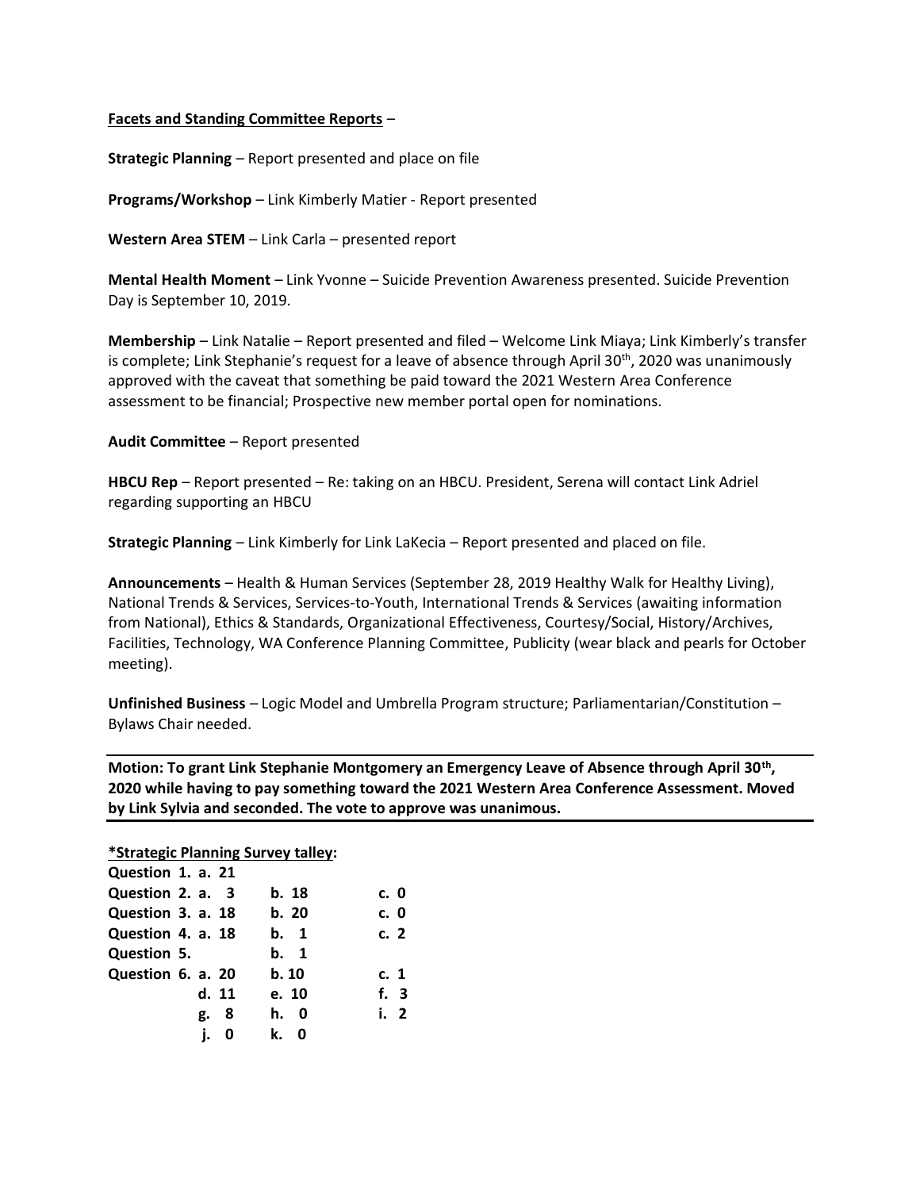**<u>Facets and Standing Committee Reports</u>** –

**Strategic Planning** – Report presented and place on file

**Programs/Workshop** – Link Kimberly Matier - Report presented

**Western Area STEM** – Link Carla – presented report

**Mental Health Moment** – Link Yvonne – Suicide Prevention Awareness presented. Suicide Prevention Day is September 10, 2019.

**Membership** – Link Natalie – Report presented and filed – Welcome Link Miaya; Link Kimberly's transfer is complete; Link Stephanie's request for a leave of absence through April 30th, 2020 was unanimously approved with the caveat that something be paid toward the 2021 Western Area Conference assessment to be financial; Prospective new member portal open for nominations.

**Audit Committee** – Report presented

**HBCU Rep** – Report presented – Re: taking on an HBCU. President, Serena will contact Link Adriel regarding supporting an HBCU

**Strategic Planning** – Link Kimberly for Link LaKecia – Report presented and placed on file.

**Announcements** – Health & Human Services (September 28, 2019 Healthy Walk for Healthy Living), National Trends & Services, Services-to-Youth, International Trends & Services (awaiting information from National), Ethics & Standards, Organizational Effectiveness, Courtesy/Social, History/Archives, Facilities, Technology, WA Conference Planning Committee, Publicity (wear black and pearls for October meeting).

**Unfinished Business** – Logic Model and Umbrella Program structure; Parliamentarian/Constitution – Bylaws Chair needed.

---

**Motion: To grant Link Stephanie Montgomery an Emergency Leave of Absence through April 30th, 2020 while having to pay something toward the 2021 Western Area Conference Assessment. Moved by Link Sylvia and seconded. The vote to approve was unanimous.**

---

**<u>*Strategic Planning Survey talley:</u>**

| | | | |
|---|---|---|---|
| **Question 1.** | **a. 21** | | |
| **Question 2.** | **a. 3** | **b. 18** | **c. 0** |
| **Question 3.** | **a. 18** | **b. 20** | **c. 0** |
| **Question 4.** | **a. 18** | **b. 1** | **c. 2** |
| **Question 5.** | | **b. 1** | |
| **Question 6.** | **a. 20** | **b. 10** | **c. 1** |
| | **d. 11** | **e. 10** | **f. 3** |
| | **g. 8** | **h. 0** | **i. 2** |
| | **j. 0** | **k. 0** | |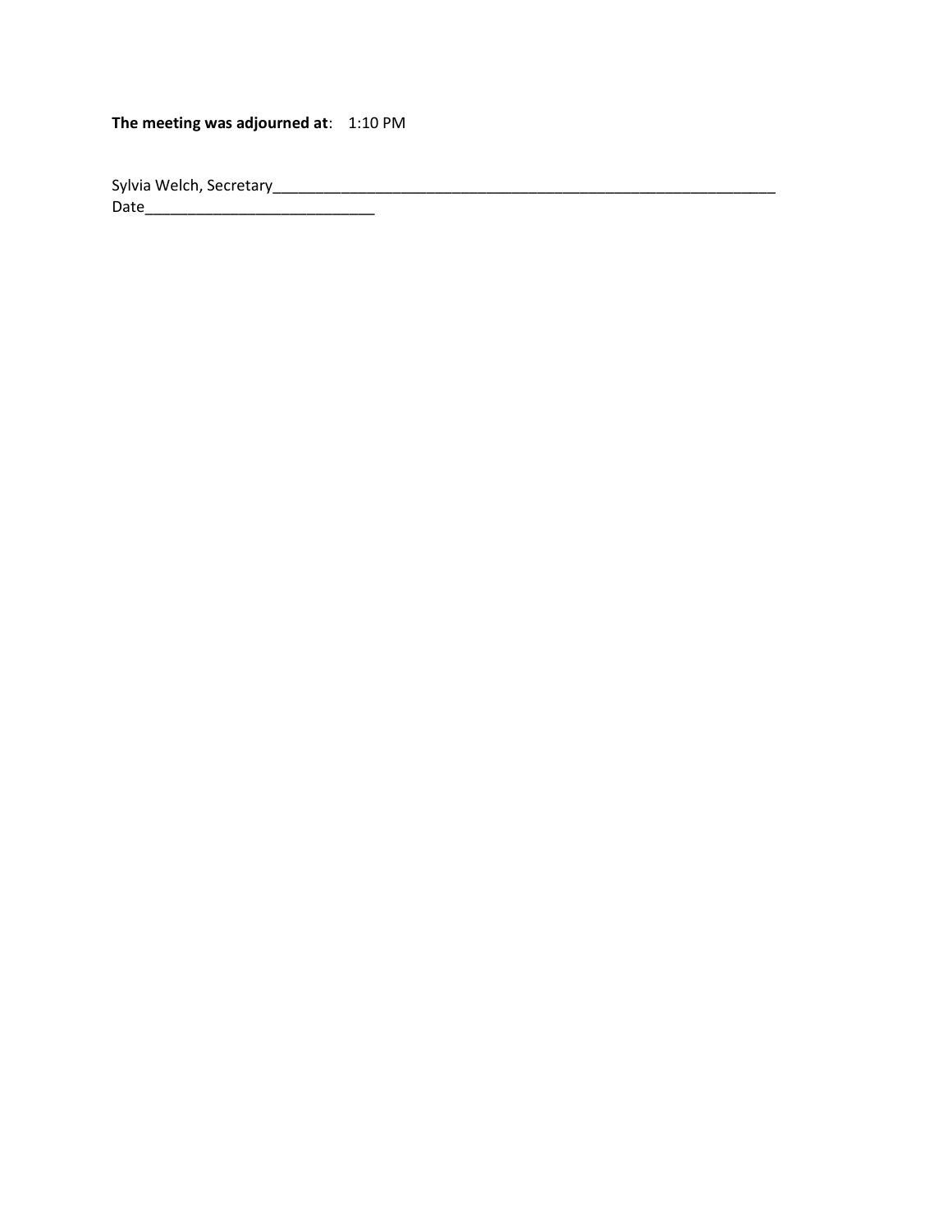**The meeting was adjourned at**: 1:10 PM

Sylvia Welch, Secretary_____________________________________________________________
Date___________________________